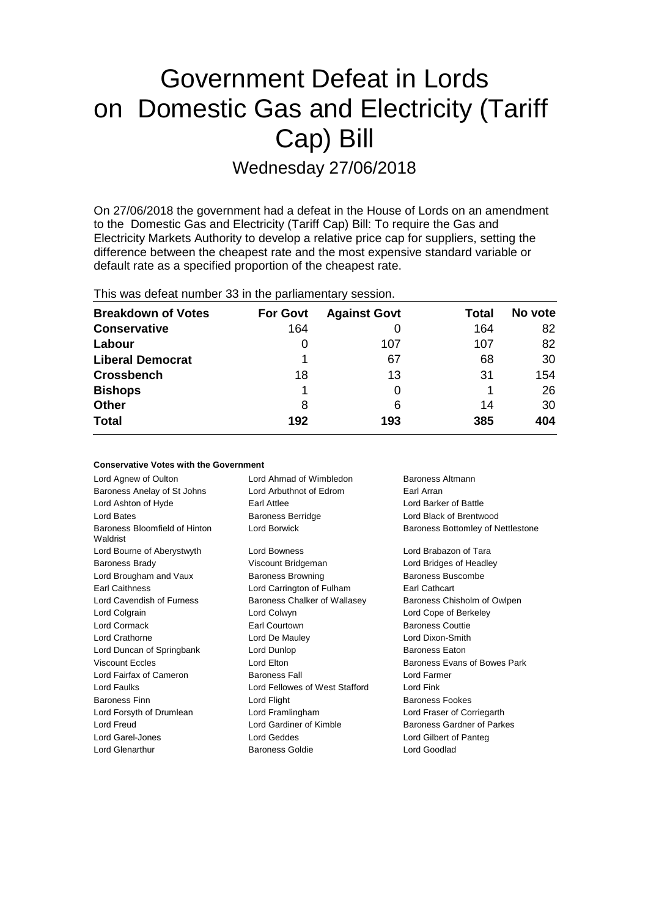# Government Defeat in Lords on Domestic Gas and Electricity (Tariff Cap) Bill

## Wednesday 27/06/2018

On 27/06/2018 the government had a defeat in the House of Lords on an amendment to the Domestic Gas and Electricity (Tariff Cap) Bill: To require the Gas and Electricity Markets Authority to develop a relative price cap for suppliers, setting the difference between the cheapest rate and the most expensive standard variable or default rate as a specified proportion of the cheapest rate.

This was defeat number 33 in the parliamentary session.

| Breakdown of Votes | For Govt | Against Govt | Total | No vote |
|---|---|---|---|---|
| **Conservative** | 164 | 0 | 164 | 82 |
| **Labour** | 0 | 107 | 107 | 82 |
| **Liberal Democrat** | 1 | 67 | 68 | 30 |
| **Crossbench** | 18 | 13 | 31 | 154 |
| **Bishops** | 1 | 0 | 1 | 26 |
| **Other** | 8 | 6 | 14 | 30 |
| **Total** | 192 | 193 | 385 | 404 |

### Conservative Votes with the Government

| | | |
|---|---|---|
| Lord Agnew of Oulton | Lord Ahmad of Wimbledon | Baroness Altmann |
| Baroness Anelay of St Johns | Lord Arbuthnot of Edrom | Earl Arran |
| Lord Ashton of Hyde | Earl Attlee | Lord Barker of Battle |
| Lord Bates | Baroness Berridge | Lord Black of Brentwood |
| Baroness Bloomfield of Hinton Waldrist | Lord Borwick | Baroness Bottomley of Nettlestone |
| Lord Bourne of Aberystwyth | Lord Bowness | Lord Brabazon of Tara |
| Baroness Brady | Viscount Bridgeman | Lord Bridges of Headley |
| Lord Brougham and Vaux | Baroness Browning | Baroness Buscombe |
| Earl Caithness | Lord Carrington of Fulham | Earl Cathcart |
| Lord Cavendish of Furness | Baroness Chalker of Wallasey | Baroness Chisholm of Owlpen |
| Lord Colgrain | Lord Colwyn | Lord Cope of Berkeley |
| Lord Cormack | Earl Courtown | Baroness Couttie |
| Lord Crathorne | Lord De Mauley | Lord Dixon-Smith |
| Lord Duncan of Springbank | Lord Dunlop | Baroness Eaton |
| Viscount Eccles | Lord Elton | Baroness Evans of Bowes Park |
| Lord Fairfax of Cameron | Baroness Fall | Lord Farmer |
| Lord Faulks | Lord Fellowes of West Stafford | Lord Fink |
| Baroness Finn | Lord Flight | Baroness Fookes |
| Lord Forsyth of Drumlean | Lord Framlingham | Lord Fraser of Corriegarth |
| Lord Freud | Lord Gardiner of Kimble | Baroness Gardner of Parkes |
| Lord Garel-Jones | Lord Geddes | Lord Gilbert of Panteg |
| Lord Glenarthur | Baroness Goldie | Lord Goodlad |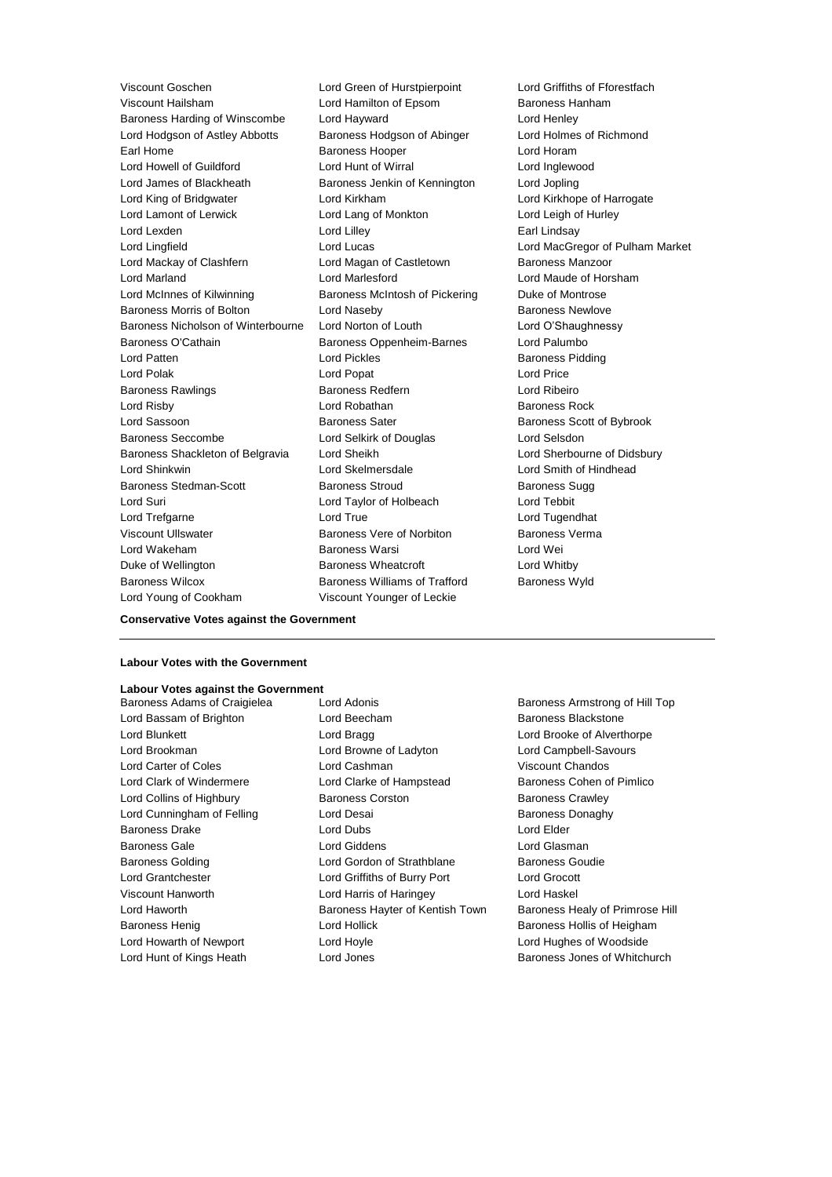Viscount Goschen
Lord Green of Hurstpierpoint
Lord Griffiths of Fforestfach
Viscount Hailsham
Lord Hamilton of Epsom
Baroness Hanham
Baroness Harding of Winscombe
Lord Hayward
Lord Henley
Lord Hodgson of Astley Abbotts
Baroness Hodgson of Abinger
Lord Holmes of Richmond
Earl Home
Baroness Hooper
Lord Horam
Lord Howell of Guildford
Lord Hunt of Wirral
Lord Inglewood
Lord James of Blackheath
Baroness Jenkin of Kennington
Lord Jopling
Lord King of Bridgwater
Lord Kirkham
Lord Kirkhope of Harrogate
Lord Lamont of Lerwick
Lord Lang of Monkton
Lord Leigh of Hurley
Lord Lexden
Lord Lilley
Earl Lindsay
Lord Lingfield
Lord Lucas
Lord MacGregor of Pulham Market
Lord Mackay of Clashfern
Lord Magan of Castletown
Baroness Manzoor
Lord Marland
Lord Marlesford
Lord Maude of Horsham
Lord McInnes of Kilwinning
Baroness McIntosh of Pickering
Duke of Montrose
Baroness Morris of Bolton
Lord Naseby
Baroness Newlove
Baroness Nicholson of Winterbourne
Lord Norton of Louth
Lord O'Shaughnessy
Baroness O'Cathain
Baroness Oppenheim-Barnes
Lord Palumbo
Lord Patten
Lord Pickles
Baroness Pidding
Lord Polak
Lord Popat
Lord Price
Baroness Rawlings
Baroness Redfern
Lord Ribeiro
Lord Risby
Lord Robathan
Baroness Rock
Lord Sassoon
Baroness Sater
Baroness Scott of Bybrook
Baroness Seccombe
Lord Selkirk of Douglas
Lord Selsdon
Baroness Shackleton of Belgravia
Lord Sheikh
Lord Sherbourne of Didsbury
Lord Shinkwin
Lord Skelmersdale
Lord Smith of Hindhead
Baroness Stedman-Scott
Baroness Stroud
Baroness Sugg
Lord Suri
Lord Taylor of Holbeach
Lord Tebbit
Lord Trefgarne
Lord True
Lord Tugendhat
Viscount Ullswater
Baroness Vere of Norbiton
Baroness Verma
Lord Wakeham
Baroness Warsi
Lord Wei
Duke of Wellington
Baroness Wheatcroft
Lord Whitby
Baroness Wilcox
Baroness Williams of Trafford
Baroness Wyld
Lord Young of Cookham
Viscount Younger of Leckie

**Conservative Votes against the Government**

---

**Labour Votes with the Government**

**Labour Votes against the Government**

Baroness Adams of Craigielea
Lord Adonis
Baroness Armstrong of Hill Top
Lord Bassam of Brighton
Lord Beecham
Baroness Blackstone
Lord Blunkett
Lord Bragg
Lord Brooke of Alverthorpe
Lord Brookman
Lord Browne of Ladyton
Lord Campbell-Savours
Lord Carter of Coles
Lord Cashman
Viscount Chandos
Lord Clark of Windermere
Lord Clarke of Hampstead
Baroness Cohen of Pimlico
Lord Collins of Highbury
Baroness Corston
Baroness Crawley
Lord Cunningham of Felling
Lord Desai
Baroness Donaghy
Baroness Drake
Lord Dubs
Lord Elder
Baroness Gale
Lord Giddens
Lord Glasman
Baroness Golding
Lord Gordon of Strathblane
Baroness Goudie
Lord Grantchester
Lord Griffiths of Burry Port
Lord Grocott
Viscount Hanworth
Lord Harris of Haringey
Lord Haskel
Lord Haworth
Baroness Hayter of Kentish Town
Baroness Healy of Primrose Hill
Baroness Henig
Lord Hollick
Baroness Hollis of Heigham
Lord Howarth of Newport
Lord Hoyle
Lord Hughes of Woodside
Lord Hunt of Kings Heath
Lord Jones
Baroness Jones of Whitchurch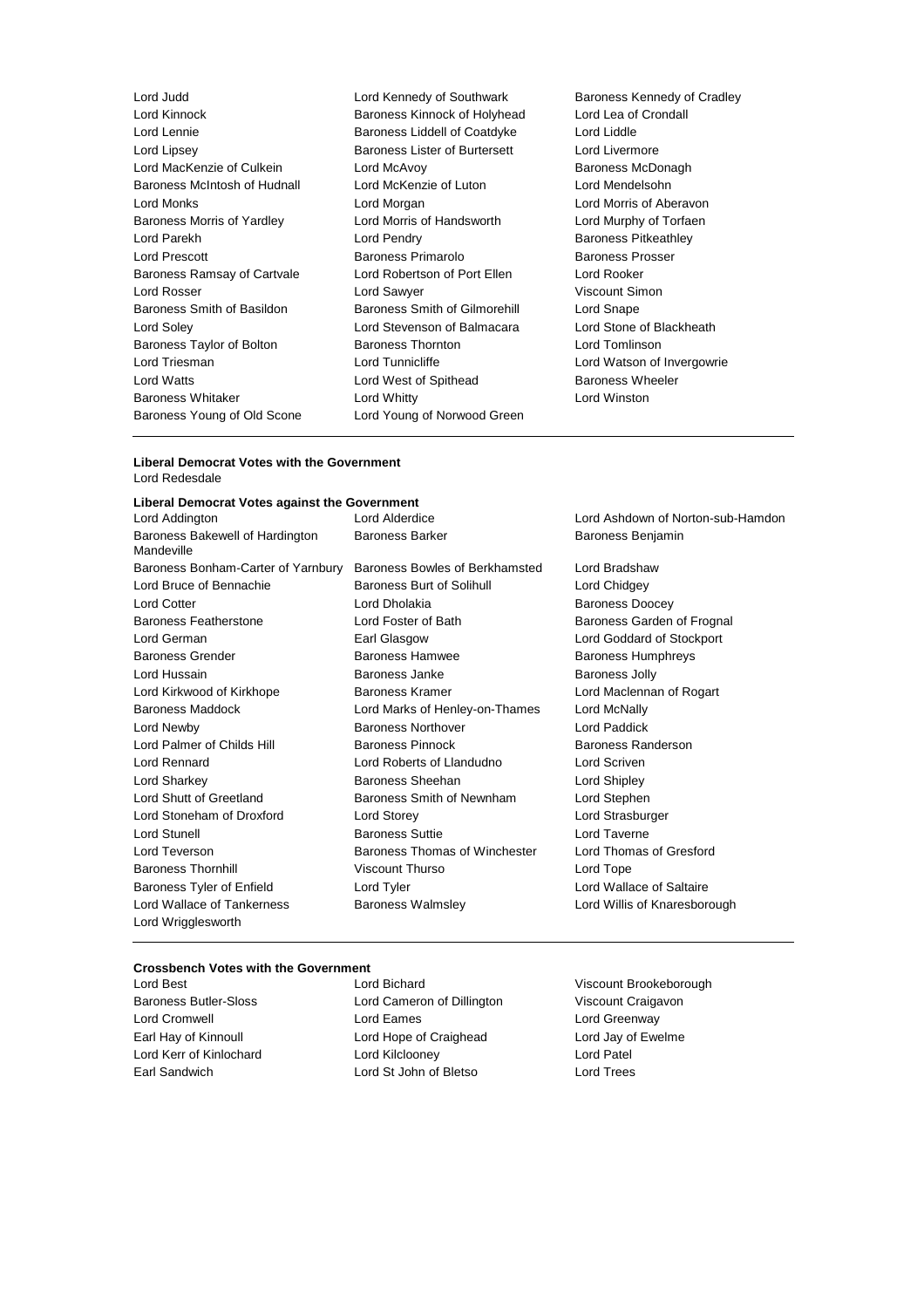Lord Judd
Lord Kennedy of Southwark
Baroness Kennedy of Cradley
Lord Kinnock
Baroness Kinnock of Holyhead
Lord Lea of Crondall
Lord Lennie
Baroness Liddell of Coatdyke
Lord Liddle
Lord Lipsey
Baroness Lister of Burtersett
Lord Livermore
Lord MacKenzie of Culkein
Lord McAvoy
Baroness McDonagh
Baroness McIntosh of Hudnall
Lord McKenzie of Luton
Lord Mendelsohn
Lord Monks
Lord Morgan
Lord Morris of Aberavon
Baroness Morris of Yardley
Lord Morris of Handsworth
Lord Murphy of Torfaen
Lord Parekh
Lord Pendry
Baroness Pitkeathley
Lord Prescott
Baroness Primarolo
Baroness Prosser
Baroness Ramsay of Cartvale
Lord Robertson of Port Ellen
Lord Rooker
Lord Rosser
Lord Sawyer
Viscount Simon
Baroness Smith of Basildon
Baroness Smith of Gilmorehill
Lord Snape
Lord Soley
Lord Stevenson of Balmacara
Lord Stone of Blackheath
Baroness Taylor of Bolton
Baroness Thornton
Lord Tomlinson
Lord Triesman
Lord Tunnicliffe
Lord Watson of Invergowrie
Lord Watts
Lord West of Spithead
Baroness Wheeler
Baroness Whitaker
Lord Whitty
Lord Winston
Baroness Young of Old Scone
Lord Young of Norwood Green

**Liberal Democrat Votes with the Government**

Lord Redesdale

**Liberal Democrat Votes against the Government**

Lord Addington
Lord Alderdice
Lord Ashdown of Norton-sub-Hamdon
Baroness Bakewell of Hardington Mandeville
Baroness Barker
Baroness Benjamin
Baroness Bonham-Carter of Yarnbury
Baroness Bowles of Berkhamsted
Lord Bradshaw
Lord Bruce of Bennachie
Baroness Burt of Solihull
Lord Chidgey
Lord Cotter
Lord Dholakia
Baroness Doocey
Baroness Featherstone
Lord Foster of Bath
Baroness Garden of Frognal
Lord German
Earl Glasgow
Lord Goddard of Stockport
Baroness Grender
Baroness Hamwee
Baroness Humphreys
Lord Hussain
Baroness Janke
Baroness Jolly
Lord Kirkwood of Kirkhope
Baroness Kramer
Lord Maclennan of Rogart
Baroness Maddock
Lord Marks of Henley-on-Thames
Lord McNally
Lord Newby
Baroness Northover
Lord Paddick
Lord Palmer of Childs Hill
Baroness Pinnock
Baroness Randerson
Lord Rennard
Lord Roberts of Llandudno
Lord Scriven
Lord Sharkey
Baroness Sheehan
Lord Shipley
Lord Shutt of Greetland
Baroness Smith of Newnham
Lord Stephen
Lord Stoneham of Droxford
Lord Storey
Lord Strasburger
Lord Stunell
Baroness Suttie
Lord Taverne
Lord Teverson
Baroness Thomas of Winchester
Lord Thomas of Gresford
Baroness Thornhill
Viscount Thurso
Lord Tope
Baroness Tyler of Enfield
Lord Tyler
Lord Wallace of Saltaire
Lord Wallace of Tankerness
Baroness Walmsley
Lord Willis of Knaresborough
Lord Wrigglesworth

**Crossbench Votes with the Government**

Lord Best
Lord Bichard
Viscount Brookeborough
Baroness Butler-Sloss
Lord Cameron of Dillington
Viscount Craigavon
Lord Cromwell
Lord Eames
Lord Greenway
Earl Hay of Kinnoull
Lord Hope of Craighead
Lord Jay of Ewelme
Lord Kerr of Kinlochard
Lord Kilclooney
Lord Patel
Earl Sandwich
Lord St John of Bletso
Lord Trees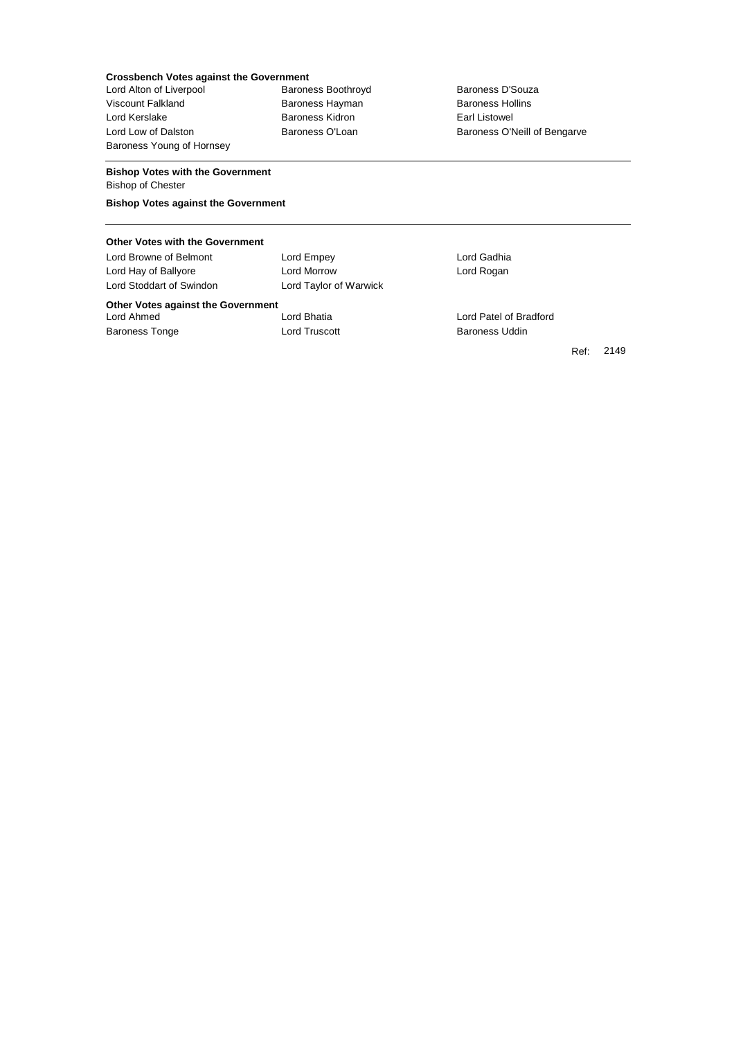**Crossbench Votes against the Government**

Lord Alton of Liverpool
Baroness Boothroyd
Baroness D'Souza
Viscount Falkland
Baroness Hayman
Baroness Hollins
Lord Kerslake
Baroness Kidron
Earl Listowel
Lord Low of Dalston
Baroness O'Loan
Baroness O'Neill of Bengarve
Baroness Young of Hornsey

---

**Bishop Votes with the Government**

Bishop of Chester

**Bishop Votes against the Government**

---

**Other Votes with the Government**

Lord Browne of Belmont
Lord Empey
Lord Gadhia
Lord Hay of Ballyore
Lord Morrow
Lord Rogan
Lord Stoddart of Swindon
Lord Taylor of Warwick

**Other Votes against the Government**

Lord Ahmed
Lord Bhatia
Lord Patel of Bradford
Baroness Tonge
Lord Truscott
Baroness Uddin

Ref: 2149